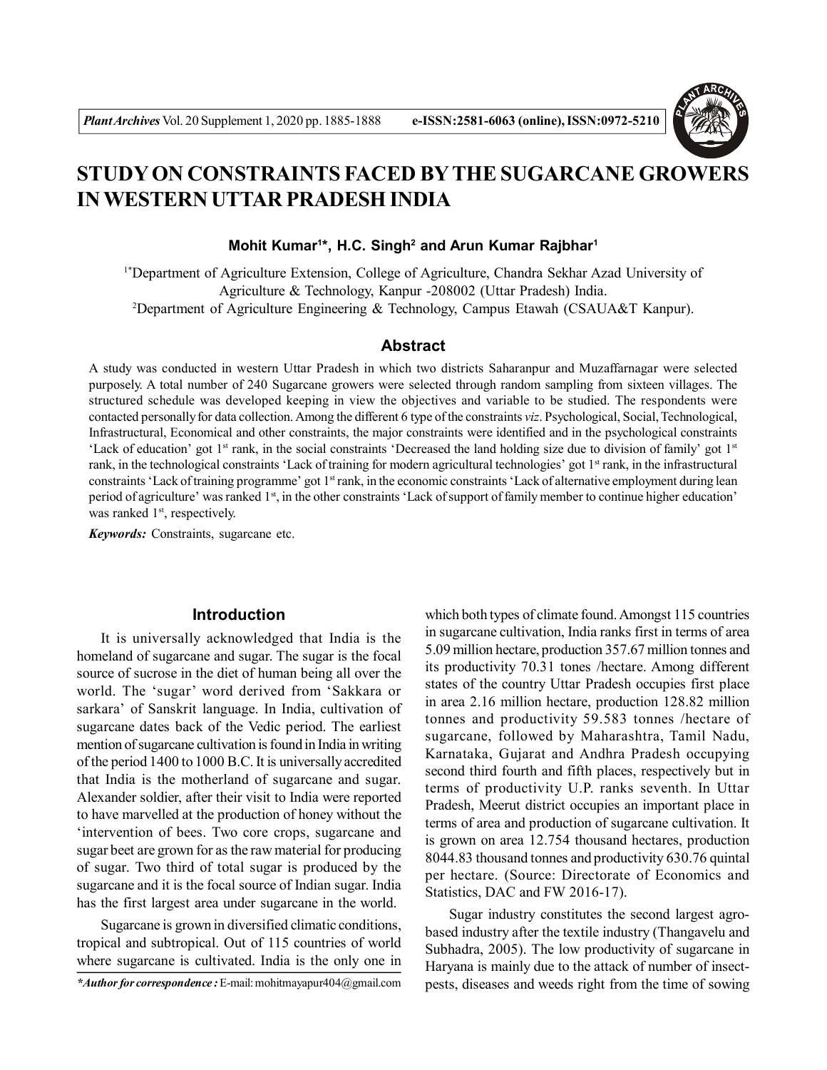# STUDY ON CONSTRAINTS FACED BY THE SUGARCANE GROWERS IN WESTERN UTTAR PRADESH INDIA

**Mohit Kumar[1]*, H.C. Singh[2] and Arun Kumar Rajbhar[1]**

[1*]Department of Agriculture Extension, College of Agriculture, Chandra Sekhar Azad University of Agriculture & Technology, Kanpur -208002 (Uttar Pradesh) India.
[2]Department of Agriculture Engineering & Technology, Campus Etawah (CSAUA&T Kanpur).

## Abstract

A study was conducted in western Uttar Pradesh in which two districts Saharanpur and Muzaffarnagar were selected purposely. A total number of 240 Sugarcane growers were selected through random sampling from sixteen villages. The structured schedule was developed keeping in view the objectives and variable to be studied. The respondents were contacted personally for data collection. Among the different 6 type of the constraints *viz*. Psychological, Social, Technological, Infrastructural, Economical and other constraints, the major constraints were identified and in the psychological constraints 'Lack of education' got 1st rank, in the social constraints 'Decreased the land holding size due to division of family' got 1st rank, in the technological constraints 'Lack of training for modern agricultural technologies' got 1st rank, in the infrastructural constraints 'Lack of training programme' got 1st rank, in the economic constraints 'Lack of alternative employment during lean period of agriculture' was ranked 1st, in the other constraints 'Lack of support of family member to continue higher education' was ranked 1st, respectively.

***Keywords:*** Constraints, sugarcane etc.

## Introduction

It is universally acknowledged that India is the homeland of sugarcane and sugar. The sugar is the focal source of sucrose in the diet of human being all over the world. The 'sugar' word derived from 'Sakkara or sarkara' of Sanskrit language. In India, cultivation of sugarcane dates back of the Vedic period. The earliest mention of sugarcane cultivation is found in India in writing of the period 1400 to 1000 B.C. It is universally accredited that India is the motherland of sugarcane and sugar. Alexander soldier, after their visit to India were reported to have marvelled at the production of honey without the 'intervention of bees. Two core crops, sugarcane and sugar beet are grown for as the raw material for producing of sugar. Two third of total sugar is produced by the sugarcane and it is the focal source of Indian sugar. India has the first largest area under sugarcane in the world.

Sugarcane is grown in diversified climatic conditions, tropical and subtropical. Out of 115 countries of world where sugarcane is cultivated. India is the only one in which both types of climate found. Amongst 115 countries in sugarcane cultivation, India ranks first in terms of area 5.09 million hectare, production 357.67 million tonnes and its productivity 70.31 tones /hectare. Among different states of the country Uttar Pradesh occupies first place in area 2.16 million hectare, production 128.82 million tonnes and productivity 59.583 tonnes /hectare of sugarcane, followed by Maharashtra, Tamil Nadu, Karnataka, Gujarat and Andhra Pradesh occupying second third fourth and fifth places, respectively but in terms of productivity U.P. ranks seventh. In Uttar Pradesh, Meerut district occupies an important place in terms of area and production of sugarcane cultivation. It is grown on area 12.754 thousand hectares, production 8044.83 thousand tonnes and productivity 630.76 quintal per hectare. (Source: Directorate of Economics and Statistics, DAC and FW 2016-17).

Sugar industry constitutes the second largest agro-based industry after the textile industry (Thangavelu and Subhadra, 2005). The low productivity of sugarcane in Haryana is mainly due to the attack of number of insect-pests, diseases and weeds right from the time of sowing

**\*Author for correspondence :** E-mail: mohitmayapur404@gmail.com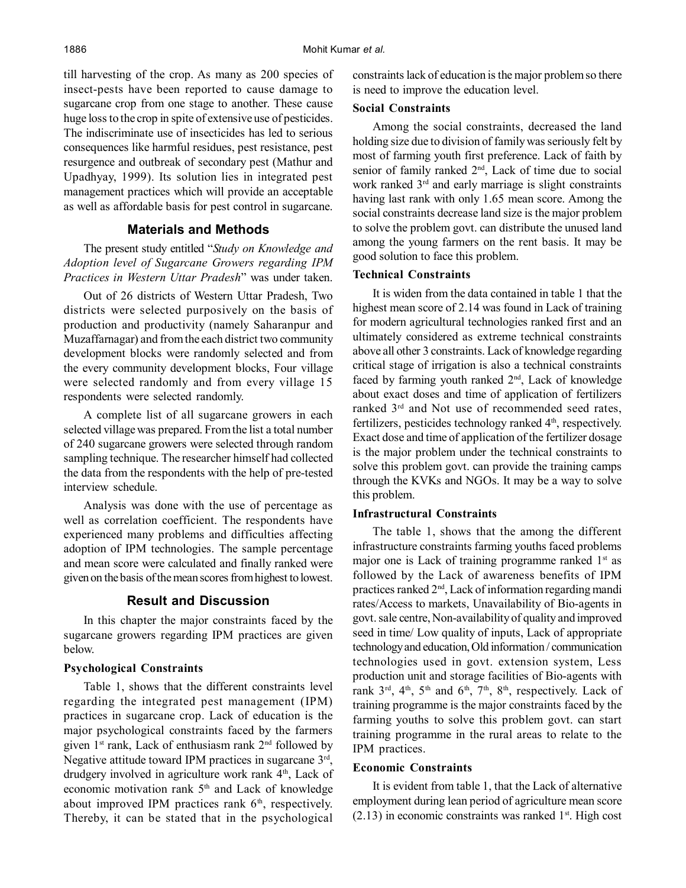till harvesting of the crop. As many as 200 species of insect-pests have been reported to cause damage to sugarcane crop from one stage to another. These cause huge loss to the crop in spite of extensive use of pesticides. The indiscriminate use of insecticides has led to serious consequences like harmful residues, pest resistance, pest resurgence and outbreak of secondary pest (Mathur and Upadhyay, 1999). Its solution lies in integrated pest management practices which will provide an acceptable as well as affordable basis for pest control in sugarcane.

## Materials and Methods

The present study entitled "*Study on Knowledge and Adoption level of Sugarcane Growers regarding IPM Practices in Western Uttar Pradesh*" was under taken.

Out of 26 districts of Western Uttar Pradesh, Two districts were selected purposively on the basis of production and productivity (namely Saharanpur and Muzaffarnagar) and from the each district two community development blocks were randomly selected and from the every community development blocks, Four village were selected randomly and from every village 15 respondents were selected randomly.

A complete list of all sugarcane growers in each selected village was prepared. From the list a total number of 240 sugarcane growers were selected through random sampling technique. The researcher himself had collected the data from the respondents with the help of pre-tested interview schedule.

Analysis was done with the use of percentage as well as correlation coefficient. The respondents have experienced many problems and difficulties affecting adoption of IPM technologies. The sample percentage and mean score were calculated and finally ranked were given on the basis of the mean scores from highest to lowest.

## Result and Discussion

In this chapter the major constraints faced by the sugarcane growers regarding IPM practices are given below.

### Psychological Constraints

Table 1, shows that the different constraints level regarding the integrated pest management (IPM) practices in sugarcane crop. Lack of education is the major psychological constraints faced by the farmers given 1st rank, Lack of enthusiasm rank 2nd followed by Negative attitude toward IPM practices in sugarcane 3rd, drudgery involved in agriculture work rank 4th, Lack of economic motivation rank 5th and Lack of knowledge about improved IPM practices rank 6th, respectively. Thereby, it can be stated that in the psychological constraints lack of education is the major problem so there is need to improve the education level.

### Social Constraints

Among the social constraints, decreased the land holding size due to division of family was seriously felt by most of farming youth first preference. Lack of faith by senior of family ranked 2nd, Lack of time due to social work ranked 3rd and early marriage is slight constraints having last rank with only 1.65 mean score. Among the social constraints decrease land size is the major problem to solve the problem govt. can distribute the unused land among the young farmers on the rent basis. It may be good solution to face this problem.

### Technical Constraints

It is widen from the data contained in table 1 that the highest mean score of 2.14 was found in Lack of training for modern agricultural technologies ranked first and an ultimately considered as extreme technical constraints above all other 3 constraints. Lack of knowledge regarding critical stage of irrigation is also a technical constraints faced by farming youth ranked 2nd, Lack of knowledge about exact doses and time of application of fertilizers ranked 3rd and Not use of recommended seed rates, fertilizers, pesticides technology ranked 4th, respectively. Exact dose and time of application of the fertilizer dosage is the major problem under the technical constraints to solve this problem govt. can provide the training camps through the KVKs and NGOs. It may be a way to solve this problem.

### Infrastructural Constraints

The table 1, shows that the among the different infrastructure constraints farming youths faced problems major one is Lack of training programme ranked 1st as followed by the Lack of awareness benefits of IPM practices ranked 2nd, Lack of information regarding mandi rates/Access to markets, Unavailability of Bio-agents in govt. sale centre, Non-availability of quality and improved seed in time/ Low quality of inputs, Lack of appropriate technology and education, Old information / communication technologies used in govt. extension system, Less production unit and storage facilities of Bio-agents with rank 3rd, 4th, 5th and 6th, 7th, 8th, respectively. Lack of training programme is the major constraints faced by the farming youths to solve this problem govt. can start training programme in the rural areas to relate to the IPM practices.

### Economic Constraints

It is evident from table 1, that the Lack of alternative employment during lean period of agriculture mean score (2.13) in economic constraints was ranked 1st. High cost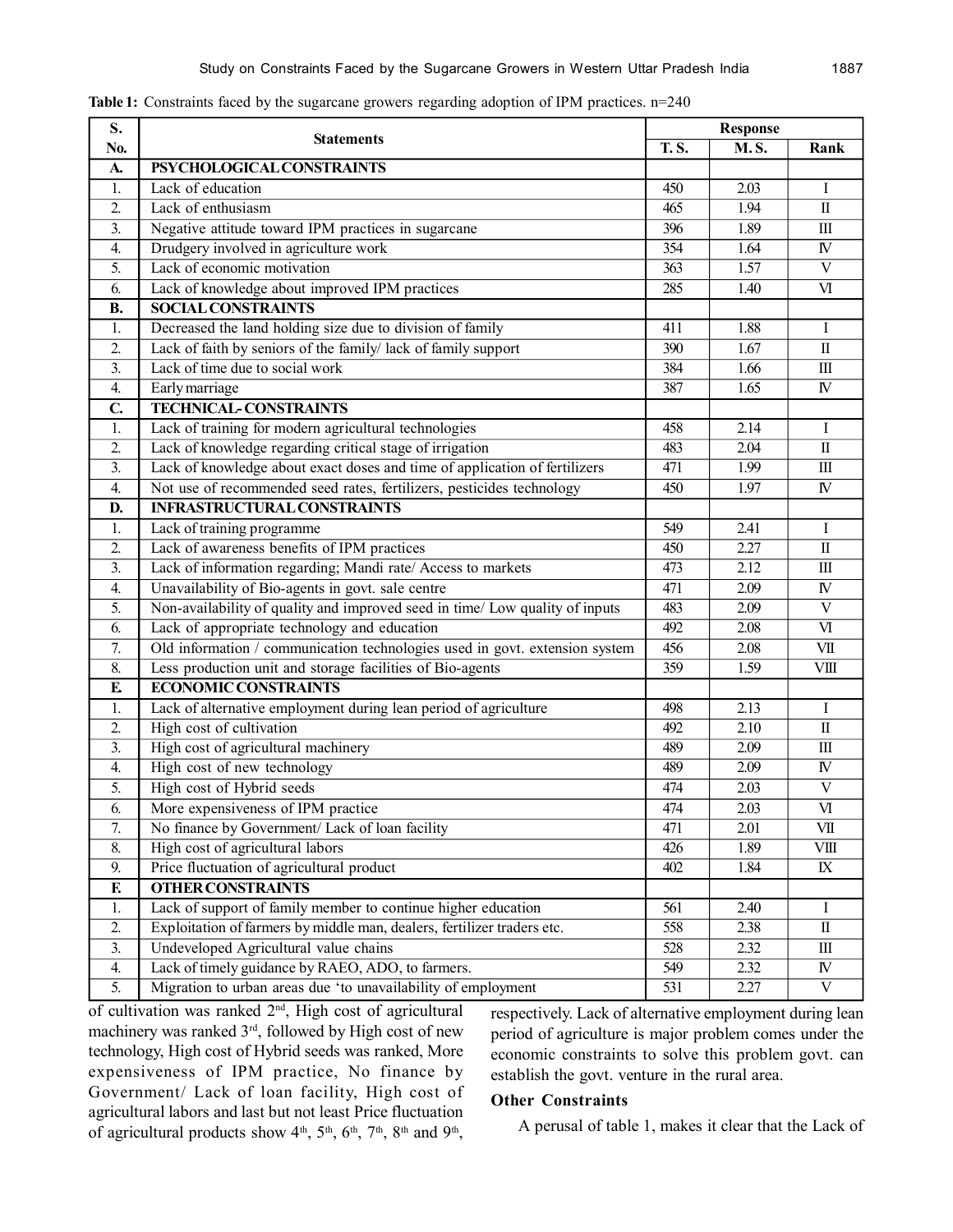**Table 1:** Constraints faced by the sugarcane growers regarding adoption of IPM practices. n=240

| S. No. | Statements | Response | | |
|---|---|---|---|---|
| | | T. S. | M. S. | Rank |
| **A.** | **PSYCHOLOGICAL CONSTRAINTS** | | | |
| 1. | Lack of education | 450 | 2.03 | I |
| 2. | Lack of enthusiasm | 465 | 1.94 | II |
| 3. | Negative attitude toward IPM practices in sugarcane | 396 | 1.89 | III |
| 4. | Drudgery involved in agriculture work | 354 | 1.64 | IV |
| 5. | Lack of economic motivation | 363 | 1.57 | V |
| 6. | Lack of knowledge about improved IPM practices | 285 | 1.40 | VI |
| **B.** | **SOCIAL CONSTRAINTS** | | | |
| 1. | Decreased the land holding size due to division of family | 411 | 1.88 | I |
| 2. | Lack of faith by seniors of the family/ lack of family support | 390 | 1.67 | II |
| 3. | Lack of time due to social work | 384 | 1.66 | III |
| 4. | Early marriage | 387 | 1.65 | IV |
| **C.** | **TECHNICAL- CONSTRAINTS** | | | |
| 1. | Lack of training for modern agricultural technologies | 458 | 2.14 | I |
| 2. | Lack of knowledge regarding critical stage of irrigation | 483 | 2.04 | II |
| 3. | Lack of knowledge about exact doses and time of application of fertilizers | 471 | 1.99 | III |
| 4. | Not use of recommended seed rates, fertilizers, pesticides technology | 450 | 1.97 | IV |
| **D.** | **INFRASTRUCTURAL CONSTRAINTS** | | | |
| 1. | Lack of training programme | 549 | 2.41 | I |
| 2. | Lack of awareness benefits of IPM practices | 450 | 2.27 | II |
| 3. | Lack of information regarding; Mandi rate/ Access to markets | 473 | 2.12 | III |
| 4. | Unavailability of Bio-agents in govt. sale centre | 471 | 2.09 | IV |
| 5. | Non-availability of quality and improved seed in time/ Low quality of inputs | 483 | 2.09 | V |
| 6. | Lack of appropriate technology and education | 492 | 2.08 | VI |
| 7. | Old information / communication technologies used in govt. extension system | 456 | 2.08 | VII |
| 8. | Less production unit and storage facilities of Bio-agents | 359 | 1.59 | VIII |
| **E.** | **ECONOMIC CONSTRAINTS** | | | |
| 1. | Lack of alternative employment during lean period of agriculture | 498 | 2.13 | I |
| 2. | High cost of cultivation | 492 | 2.10 | II |
| 3. | High cost of agricultural machinery | 489 | 2.09 | III |
| 4. | High cost of new technology | 489 | 2.09 | IV |
| 5. | High cost of Hybrid seeds | 474 | 2.03 | V |
| 6. | More expensiveness of IPM practice | 474 | 2.03 | VI |
| 7. | No finance by Government/ Lack of loan facility | 471 | 2.01 | VII |
| 8. | High cost of agricultural labors | 426 | 1.89 | VIII |
| 9. | Price fluctuation of agricultural product | 402 | 1.84 | IX |
| **F.** | **OTHER CONSTRAINTS** | | | |
| 1. | Lack of support of family member to continue higher education | 561 | 2.40 | I |
| 2. | Exploitation of farmers by middle man, dealers, fertilizer traders etc. | 558 | 2.38 | II |
| 3. | Undeveloped Agricultural value chains | 528 | 2.32 | III |
| 4. | Lack of timely guidance by RAEO, ADO, to farmers. | 549 | 2.32 | IV |
| 5. | Migration to urban areas due 'to unavailability of employment | 531 | 2.27 | V |

of cultivation was ranked 2nd, High cost of agricultural machinery was ranked 3rd, followed by High cost of new technology, High cost of Hybrid seeds was ranked, More expensiveness of IPM practice, No finance by Government/ Lack of loan facility, High cost of agricultural labors and last but not least Price fluctuation of agricultural products show 4th, 5th, 6th, 7th, 8th and 9th, respectively. Lack of alternative employment during lean period of agriculture is major problem comes under the economic constraints to solve this problem govt. can establish the govt. venture in the rural area.

### Other Constraints

A perusal of table 1, makes it clear that the Lack of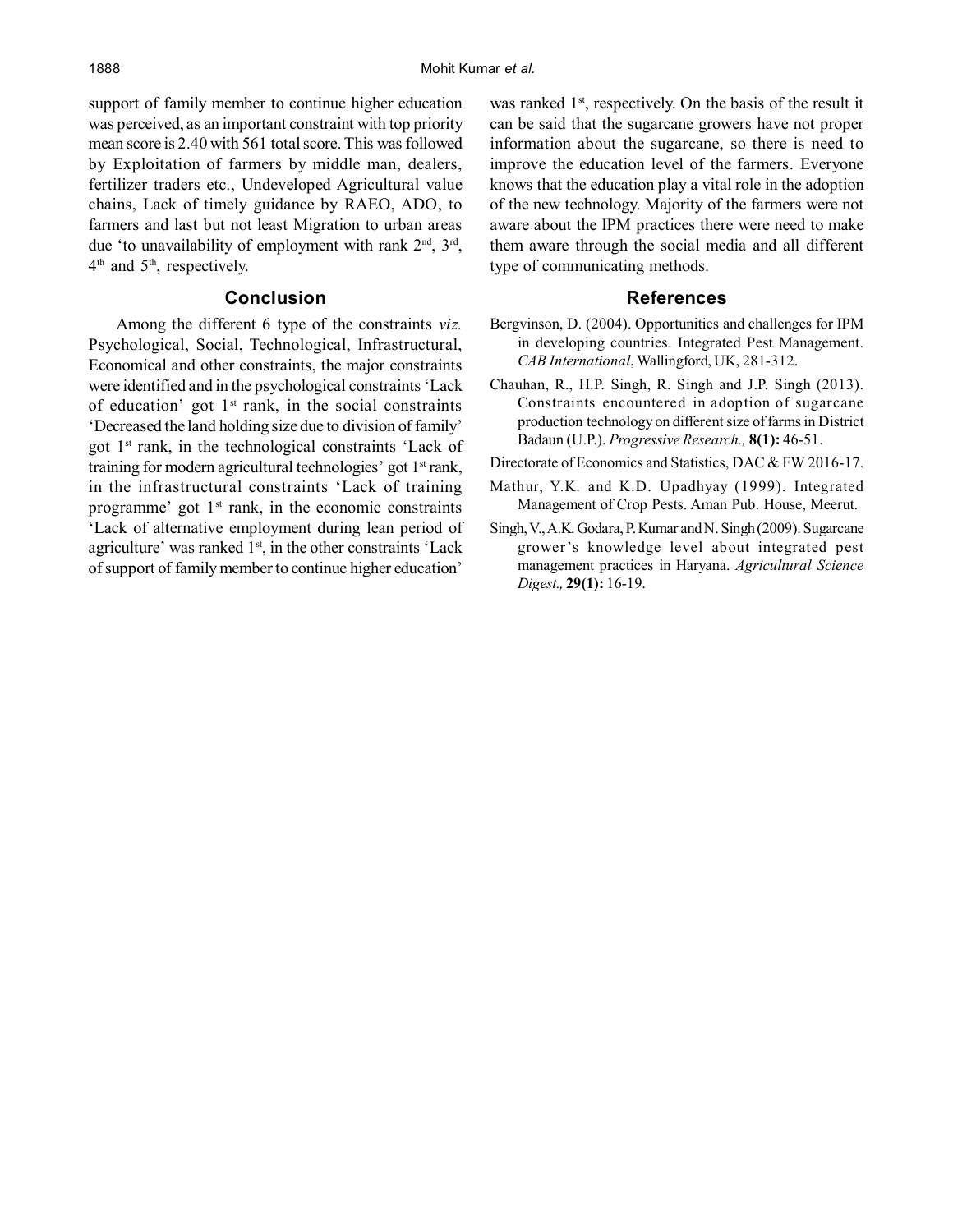support of family member to continue higher education was perceived, as an important constraint with top priority mean score is 2.40 with 561 total score. This was followed by Exploitation of farmers by middle man, dealers, fertilizer traders etc., Undeveloped Agricultural value chains, Lack of timely guidance by RAEO, ADO, to farmers and last but not least Migration to urban areas due 'to unavailability of employment with rank 2nd, 3rd, 4th and 5th, respectively.

## Conclusion

Among the different 6 type of the constraints *viz.* Psychological, Social, Technological, Infrastructural, Economical and other constraints, the major constraints were identified and in the psychological constraints 'Lack of education' got 1st rank, in the social constraints 'Decreased the land holding size due to division of family' got 1st rank, in the technological constraints 'Lack of training for modern agricultural technologies' got 1st rank, in the infrastructural constraints 'Lack of training programme' got 1st rank, in the economic constraints 'Lack of alternative employment during lean period of agriculture' was ranked 1st, in the other constraints 'Lack of support of family member to continue higher education' was ranked 1st, respectively. On the basis of the result it can be said that the sugarcane growers have not proper information about the sugarcane, so there is need to improve the education level of the farmers. Everyone knows that the education play a vital role in the adoption of the new technology. Majority of the farmers were not aware about the IPM practices there were need to make them aware through the social media and all different type of communicating methods.

## References

Bergvinson, D. (2004). Opportunities and challenges for IPM in developing countries. Integrated Pest Management. *CAB International*, Wallingford, UK, 281-312.

Chauhan, R., H.P. Singh, R. Singh and J.P. Singh (2013). Constraints encountered in adoption of sugarcane production technology on different size of farms in District Badaun (U.P.). *Progressive Research.,* **8(1):** 46-51.

Directorate of Economics and Statistics, DAC & FW 2016-17.

Mathur, Y.K. and K.D. Upadhyay (1999). Integrated Management of Crop Pests. Aman Pub. House, Meerut.

Singh, V., A.K. Godara, P. Kumar and N. Singh (2009). Sugarcane grower's knowledge level about integrated pest management practices in Haryana. *Agricultural Science Digest.,* **29(1):** 16-19.